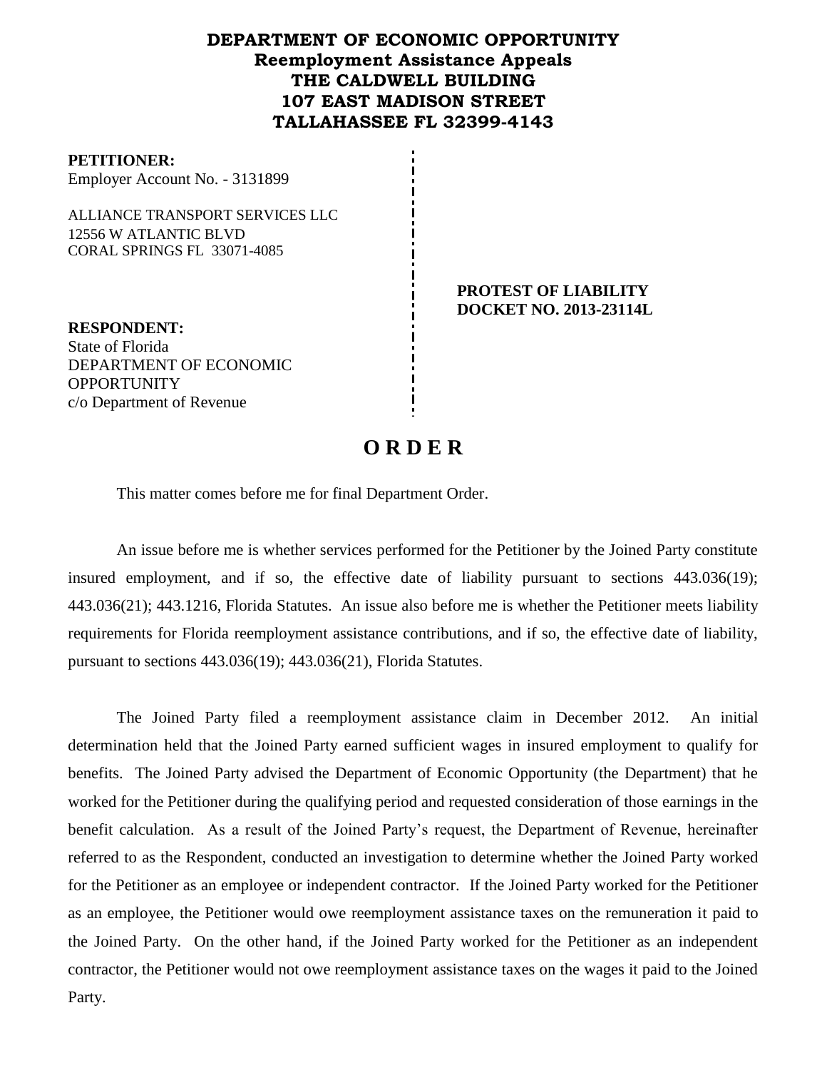**DEPARTMENT OF ECONOMIC OPPORTUNITY**
**Reemployment Assistance Appeals**
**THE CALDWELL BUILDING**
**107 EAST MADISON STREET**
**TALLAHASSEE FL 32399-4143**

**PETITIONER:**
Employer Account No. - 3131899

ALLIANCE TRANSPORT SERVICES LLC
12556 W ATLANTIC BLVD
CORAL SPRINGS FL 33071-4085

**PROTEST OF LIABILITY**
**DOCKET NO. 2013-23114L**

**RESPONDENT:**
State of Florida
DEPARTMENT OF ECONOMIC OPPORTUNITY
c/o Department of Revenue

# O R D E R

This matter comes before me for final Department Order.

An issue before me is whether services performed for the Petitioner by the Joined Party constitute insured employment, and if so, the effective date of liability pursuant to sections 443.036(19); 443.036(21); 443.1216, Florida Statutes. An issue also before me is whether the Petitioner meets liability requirements for Florida reemployment assistance contributions, and if so, the effective date of liability, pursuant to sections 443.036(19); 443.036(21), Florida Statutes.

The Joined Party filed a reemployment assistance claim in December 2012. An initial determination held that the Joined Party earned sufficient wages in insured employment to qualify for benefits. The Joined Party advised the Department of Economic Opportunity (the Department) that he worked for the Petitioner during the qualifying period and requested consideration of those earnings in the benefit calculation. As a result of the Joined Party's request, the Department of Revenue, hereinafter referred to as the Respondent, conducted an investigation to determine whether the Joined Party worked for the Petitioner as an employee or independent contractor. If the Joined Party worked for the Petitioner as an employee, the Petitioner would owe reemployment assistance taxes on the remuneration it paid to the Joined Party. On the other hand, if the Joined Party worked for the Petitioner as an independent contractor, the Petitioner would not owe reemployment assistance taxes on the wages it paid to the Joined Party.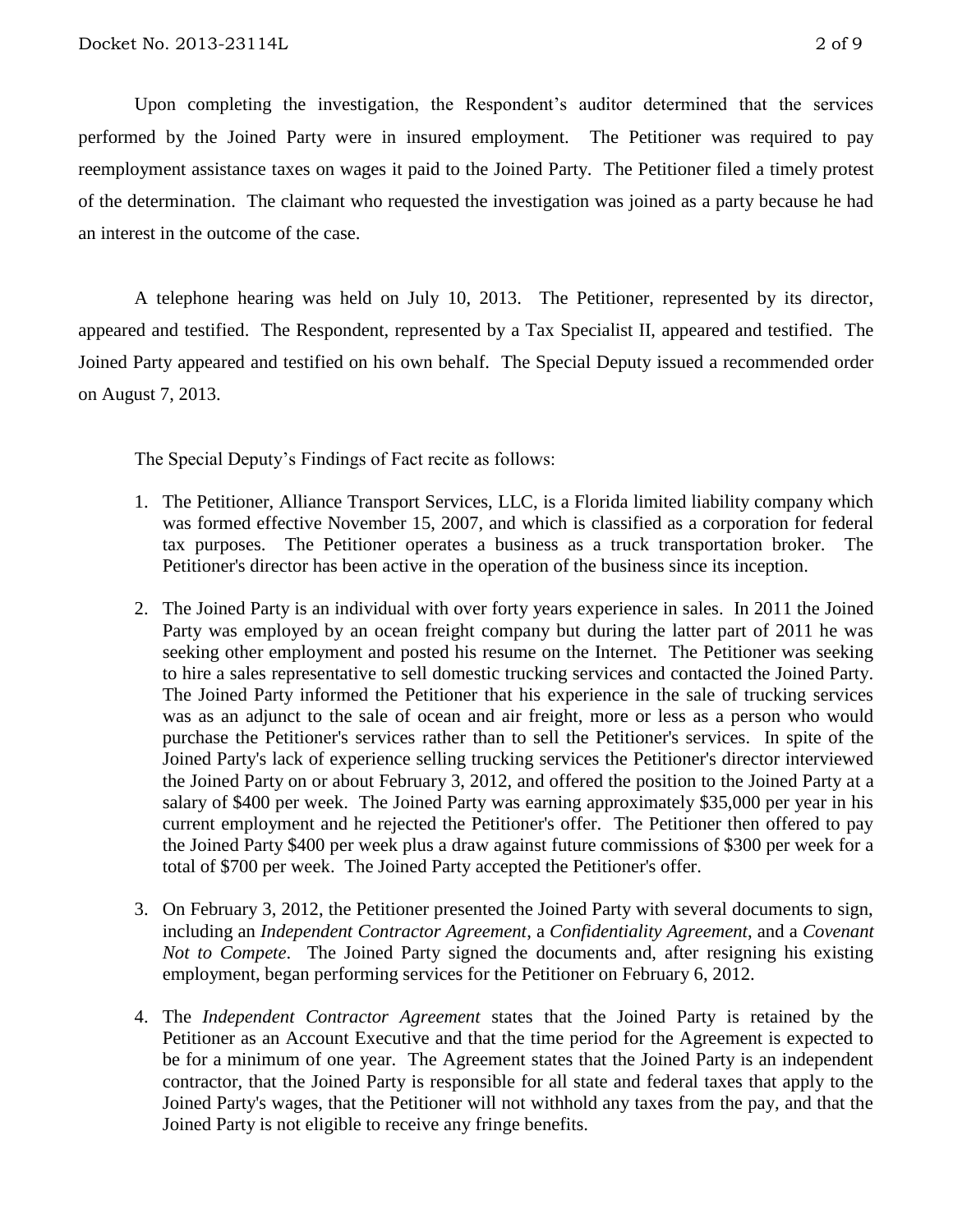Upon completing the investigation, the Respondent's auditor determined that the services performed by the Joined Party were in insured employment. The Petitioner was required to pay reemployment assistance taxes on wages it paid to the Joined Party. The Petitioner filed a timely protest of the determination. The claimant who requested the investigation was joined as a party because he had an interest in the outcome of the case.

A telephone hearing was held on July 10, 2013. The Petitioner, represented by its director, appeared and testified. The Respondent, represented by a Tax Specialist II, appeared and testified. The Joined Party appeared and testified on his own behalf. The Special Deputy issued a recommended order on August 7, 2013.

The Special Deputy's Findings of Fact recite as follows:

1. The Petitioner, Alliance Transport Services, LLC, is a Florida limited liability company which was formed effective November 15, 2007, and which is classified as a corporation for federal tax purposes. The Petitioner operates a business as a truck transportation broker. The Petitioner's director has been active in the operation of the business since its inception.
2. The Joined Party is an individual with over forty years experience in sales. In 2011 the Joined Party was employed by an ocean freight company but during the latter part of 2011 he was seeking other employment and posted his resume on the Internet. The Petitioner was seeking to hire a sales representative to sell domestic trucking services and contacted the Joined Party. The Joined Party informed the Petitioner that his experience in the sale of trucking services was as an adjunct to the sale of ocean and air freight, more or less as a person who would purchase the Petitioner's services rather than to sell the Petitioner's services. In spite of the Joined Party's lack of experience selling trucking services the Petitioner's director interviewed the Joined Party on or about February 3, 2012, and offered the position to the Joined Party at a salary of $400 per week. The Joined Party was earning approximately $35,000 per year in his current employment and he rejected the Petitioner's offer. The Petitioner then offered to pay the Joined Party $400 per week plus a draw against future commissions of $300 per week for a total of $700 per week. The Joined Party accepted the Petitioner's offer.
3. On February 3, 2012, the Petitioner presented the Joined Party with several documents to sign, including an *Independent Contractor Agreement*, a *Confidentiality Agreement*, and a *Covenant Not to Compete*. The Joined Party signed the documents and, after resigning his existing employment, began performing services for the Petitioner on February 6, 2012.
4. The *Independent Contractor Agreement* states that the Joined Party is retained by the Petitioner as an Account Executive and that the time period for the Agreement is expected to be for a minimum of one year. The Agreement states that the Joined Party is an independent contractor, that the Joined Party is responsible for all state and federal taxes that apply to the Joined Party's wages, that the Petitioner will not withhold any taxes from the pay, and that the Joined Party is not eligible to receive any fringe benefits.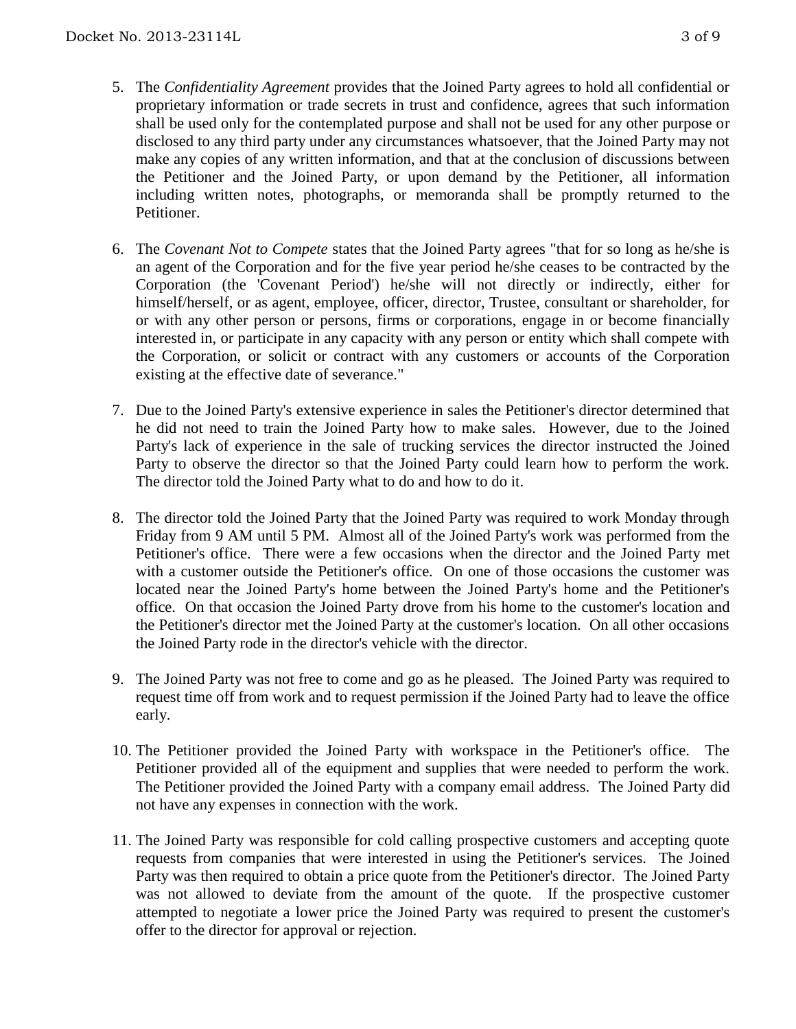5. The *Confidentiality Agreement* provides that the Joined Party agrees to hold all confidential or proprietary information or trade secrets in trust and confidence, agrees that such information shall be used only for the contemplated purpose and shall not be used for any other purpose or disclosed to any third party under any circumstances whatsoever, that the Joined Party may not make any copies of any written information, and that at the conclusion of discussions between the Petitioner and the Joined Party, or upon demand by the Petitioner, all information including written notes, photographs, or memoranda shall be promptly returned to the Petitioner.

6. The *Covenant Not to Compete* states that the Joined Party agrees "that for so long as he/she is an agent of the Corporation and for the five year period he/she ceases to be contracted by the Corporation (the 'Covenant Period') he/she will not directly or indirectly, either for himself/herself, or as agent, employee, officer, director, Trustee, consultant or shareholder, for or with any other person or persons, firms or corporations, engage in or become financially interested in, or participate in any capacity with any person or entity which shall compete with the Corporation, or solicit or contract with any customers or accounts of the Corporation existing at the effective date of severance."

7. Due to the Joined Party's extensive experience in sales the Petitioner's director determined that he did not need to train the Joined Party how to make sales. However, due to the Joined Party's lack of experience in the sale of trucking services the director instructed the Joined Party to observe the director so that the Joined Party could learn how to perform the work. The director told the Joined Party what to do and how to do it.

8. The director told the Joined Party that the Joined Party was required to work Monday through Friday from 9 AM until 5 PM. Almost all of the Joined Party's work was performed from the Petitioner's office. There were a few occasions when the director and the Joined Party met with a customer outside the Petitioner's office. On one of those occasions the customer was located near the Joined Party's home between the Joined Party's home and the Petitioner's office. On that occasion the Joined Party drove from his home to the customer's location and the Petitioner's director met the Joined Party at the customer's location. On all other occasions the Joined Party rode in the director's vehicle with the director.

9. The Joined Party was not free to come and go as he pleased. The Joined Party was required to request time off from work and to request permission if the Joined Party had to leave the office early.

10. The Petitioner provided the Joined Party with workspace in the Petitioner's office. The Petitioner provided all of the equipment and supplies that were needed to perform the work. The Petitioner provided the Joined Party with a company email address. The Joined Party did not have any expenses in connection with the work.

11. The Joined Party was responsible for cold calling prospective customers and accepting quote requests from companies that were interested in using the Petitioner's services. The Joined Party was then required to obtain a price quote from the Petitioner's director. The Joined Party was not allowed to deviate from the amount of the quote. If the prospective customer attempted to negotiate a lower price the Joined Party was required to present the customer's offer to the director for approval or rejection.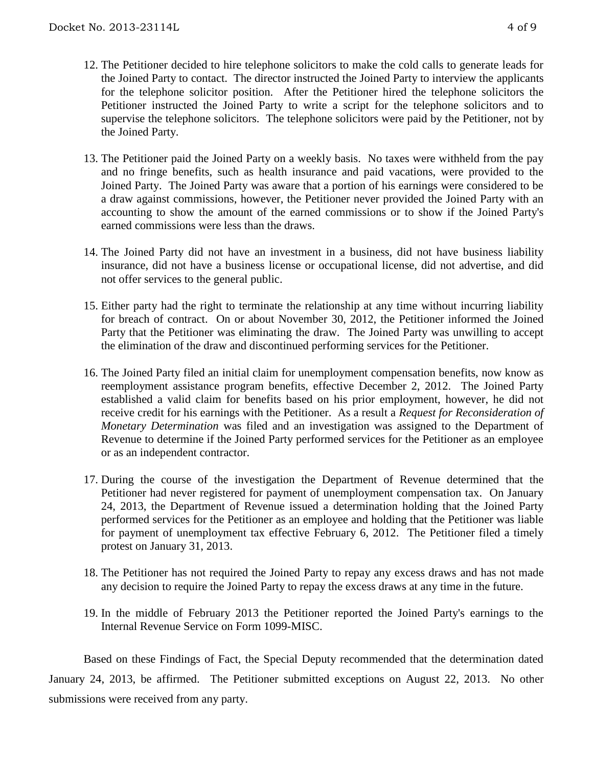12. The Petitioner decided to hire telephone solicitors to make the cold calls to generate leads for the Joined Party to contact. The director instructed the Joined Party to interview the applicants for the telephone solicitor position. After the Petitioner hired the telephone solicitors the Petitioner instructed the Joined Party to write a script for the telephone solicitors and to supervise the telephone solicitors. The telephone solicitors were paid by the Petitioner, not by the Joined Party.

13. The Petitioner paid the Joined Party on a weekly basis. No taxes were withheld from the pay and no fringe benefits, such as health insurance and paid vacations, were provided to the Joined Party. The Joined Party was aware that a portion of his earnings were considered to be a draw against commissions, however, the Petitioner never provided the Joined Party with an accounting to show the amount of the earned commissions or to show if the Joined Party's earned commissions were less than the draws.

14. The Joined Party did not have an investment in a business, did not have business liability insurance, did not have a business license or occupational license, did not advertise, and did not offer services to the general public.

15. Either party had the right to terminate the relationship at any time without incurring liability for breach of contract. On or about November 30, 2012, the Petitioner informed the Joined Party that the Petitioner was eliminating the draw. The Joined Party was unwilling to accept the elimination of the draw and discontinued performing services for the Petitioner.

16. The Joined Party filed an initial claim for unemployment compensation benefits, now know as reemployment assistance program benefits, effective December 2, 2012. The Joined Party established a valid claim for benefits based on his prior employment, however, he did not receive credit for his earnings with the Petitioner. As a result a *Request for Reconsideration of Monetary Determination* was filed and an investigation was assigned to the Department of Revenue to determine if the Joined Party performed services for the Petitioner as an employee or as an independent contractor.

17. During the course of the investigation the Department of Revenue determined that the Petitioner had never registered for payment of unemployment compensation tax. On January 24, 2013, the Department of Revenue issued a determination holding that the Joined Party performed services for the Petitioner as an employee and holding that the Petitioner was liable for payment of unemployment tax effective February 6, 2012. The Petitioner filed a timely protest on January 31, 2013.

18. The Petitioner has not required the Joined Party to repay any excess draws and has not made any decision to require the Joined Party to repay the excess draws at any time in the future.

19. In the middle of February 2013 the Petitioner reported the Joined Party's earnings to the Internal Revenue Service on Form 1099-MISC.

Based on these Findings of Fact, the Special Deputy recommended that the determination dated January 24, 2013, be affirmed. The Petitioner submitted exceptions on August 22, 2013. No other submissions were received from any party.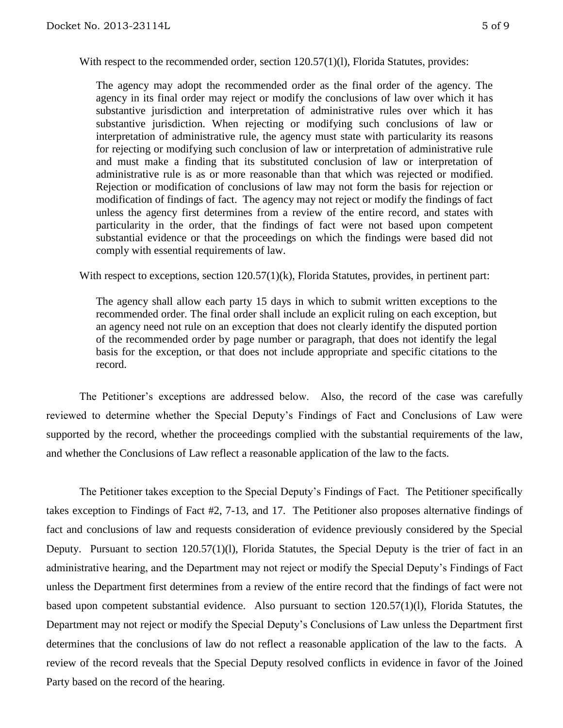With respect to the recommended order, section 120.57(1)(l), Florida Statutes, provides:

> The agency may adopt the recommended order as the final order of the agency. The agency in its final order may reject or modify the conclusions of law over which it has substantive jurisdiction and interpretation of administrative rules over which it has substantive jurisdiction. When rejecting or modifying such conclusions of law or interpretation of administrative rule, the agency must state with particularity its reasons for rejecting or modifying such conclusion of law or interpretation of administrative rule and must make a finding that its substituted conclusion of law or interpretation of administrative rule is as or more reasonable than that which was rejected or modified. Rejection or modification of conclusions of law may not form the basis for rejection or modification of findings of fact. The agency may not reject or modify the findings of fact unless the agency first determines from a review of the entire record, and states with particularity in the order, that the findings of fact were not based upon competent substantial evidence or that the proceedings on which the findings were based did not comply with essential requirements of law.

With respect to exceptions, section 120.57(1)(k), Florida Statutes, provides, in pertinent part:

> The agency shall allow each party 15 days in which to submit written exceptions to the recommended order. The final order shall include an explicit ruling on each exception, but an agency need not rule on an exception that does not clearly identify the disputed portion of the recommended order by page number or paragraph, that does not identify the legal basis for the exception, or that does not include appropriate and specific citations to the record.

The Petitioner's exceptions are addressed below. Also, the record of the case was carefully reviewed to determine whether the Special Deputy's Findings of Fact and Conclusions of Law were supported by the record, whether the proceedings complied with the substantial requirements of the law, and whether the Conclusions of Law reflect a reasonable application of the law to the facts.

The Petitioner takes exception to the Special Deputy's Findings of Fact. The Petitioner specifically takes exception to Findings of Fact #2, 7-13, and 17. The Petitioner also proposes alternative findings of fact and conclusions of law and requests consideration of evidence previously considered by the Special Deputy. Pursuant to section 120.57(1)(l), Florida Statutes, the Special Deputy is the trier of fact in an administrative hearing, and the Department may not reject or modify the Special Deputy's Findings of Fact unless the Department first determines from a review of the entire record that the findings of fact were not based upon competent substantial evidence. Also pursuant to section 120.57(1)(l), Florida Statutes, the Department may not reject or modify the Special Deputy's Conclusions of Law unless the Department first determines that the conclusions of law do not reflect a reasonable application of the law to the facts. A review of the record reveals that the Special Deputy resolved conflicts in evidence in favor of the Joined Party based on the record of the hearing.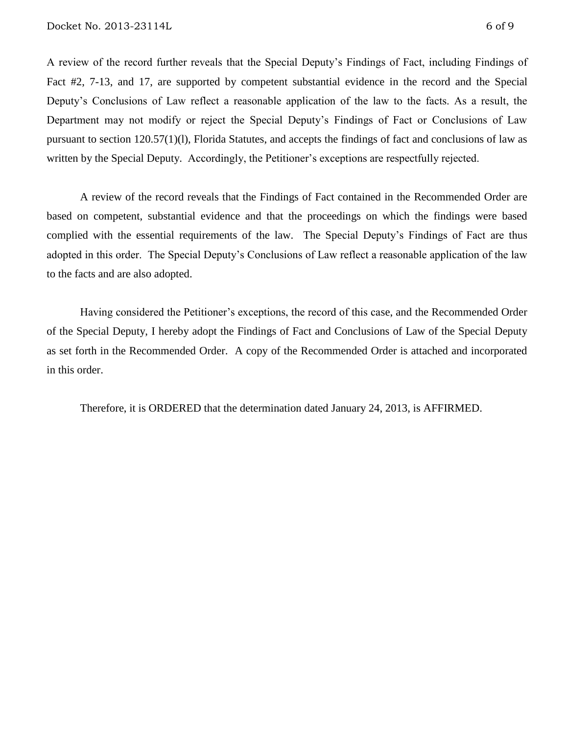A review of the record further reveals that the Special Deputy's Findings of Fact, including Findings of Fact #2, 7-13, and 17, are supported by competent substantial evidence in the record and the Special Deputy's Conclusions of Law reflect a reasonable application of the law to the facts. As a result, the Department may not modify or reject the Special Deputy's Findings of Fact or Conclusions of Law pursuant to section 120.57(1)(l), Florida Statutes, and accepts the findings of fact and conclusions of law as written by the Special Deputy. Accordingly, the Petitioner's exceptions are respectfully rejected.

A review of the record reveals that the Findings of Fact contained in the Recommended Order are based on competent, substantial evidence and that the proceedings on which the findings were based complied with the essential requirements of the law. The Special Deputy's Findings of Fact are thus adopted in this order. The Special Deputy's Conclusions of Law reflect a reasonable application of the law to the facts and are also adopted.

Having considered the Petitioner's exceptions, the record of this case, and the Recommended Order of the Special Deputy, I hereby adopt the Findings of Fact and Conclusions of Law of the Special Deputy as set forth in the Recommended Order. A copy of the Recommended Order is attached and incorporated in this order.

Therefore, it is ORDERED that the determination dated January 24, 2013, is AFFIRMED.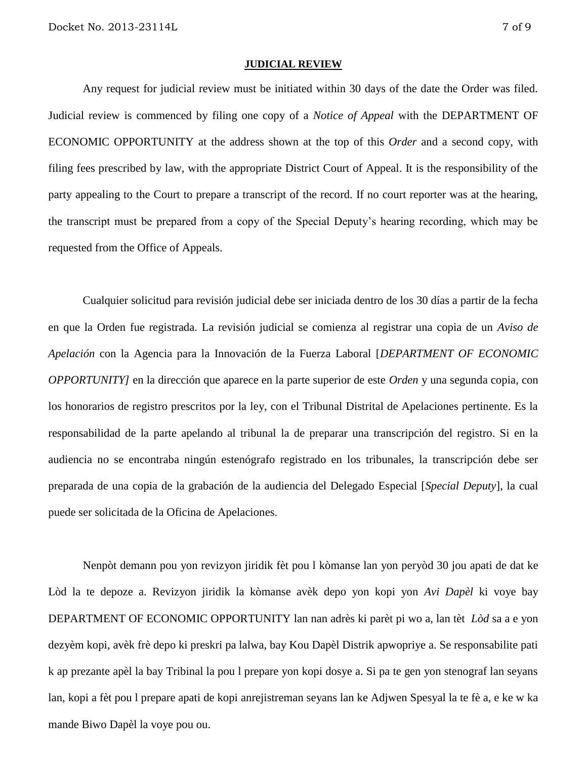**JUDICIAL REVIEW**

Any request for judicial review must be initiated within 30 days of the date the Order was filed. Judicial review is commenced by filing one copy of a *Notice of Appeal* with the DEPARTMENT OF ECONOMIC OPPORTUNITY at the address shown at the top of this *Order* and a second copy, with filing fees prescribed by law, with the appropriate District Court of Appeal. It is the responsibility of the party appealing to the Court to prepare a transcript of the record. If no court reporter was at the hearing, the transcript must be prepared from a copy of the Special Deputy's hearing recording, which may be requested from the Office of Appeals.

Cualquier solicitud para revisión judicial debe ser iniciada dentro de los 30 días a partir de la fecha en que la Orden fue registrada. La revisión judicial se comienza al registrar una copia de un *Aviso de Apelación* con la Agencia para la Innovación de la Fuerza Laboral [*DEPARTMENT OF ECONOMIC OPPORTUNITY]* en la dirección que aparece en la parte superior de este *Orden* y una segunda copia, con los honorarios de registro prescritos por la ley, con el Tribunal Distrital de Apelaciones pertinente. Es la responsabilidad de la parte apelando al tribunal la de preparar una transcripción del registro. Si en la audiencia no se encontraba ningún estenógrafo registrado en los tribunales, la transcripción debe ser preparada de una copia de la grabación de la audiencia del Delegado Especial [*Special Deputy*], la cual puede ser solicitada de la Oficina de Apelaciones.

Nenpòt demann pou yon revizyon jiridik fèt pou l kòmanse lan yon peryòd 30 jou apati de dat ke Lòd la te depoze a. Revizyon jiridik la kòmanse avèk depo yon kopi yon *Avi Dapèl* ki voye bay DEPARTMENT OF ECONOMIC OPPORTUNITY lan nan adrès ki parèt pi wo a, lan tèt *Lòd* sa a e yon dezyèm kopi, avèk frè depo ki preskri pa lalwa, bay Kou Dapèl Distrik apwopriye a. Se responsabilite pati k ap prezante apèl la bay Tribinal la pou l prepare yon kopi dosye a. Si pa te gen yon stenograf lan seyans lan, kopi a fèt pou l prepare apati de kopi anrejistreman seyans lan ke Adjwen Spesyal la te fè a, e ke w ka mande Biwo Dapèl la voye pou ou.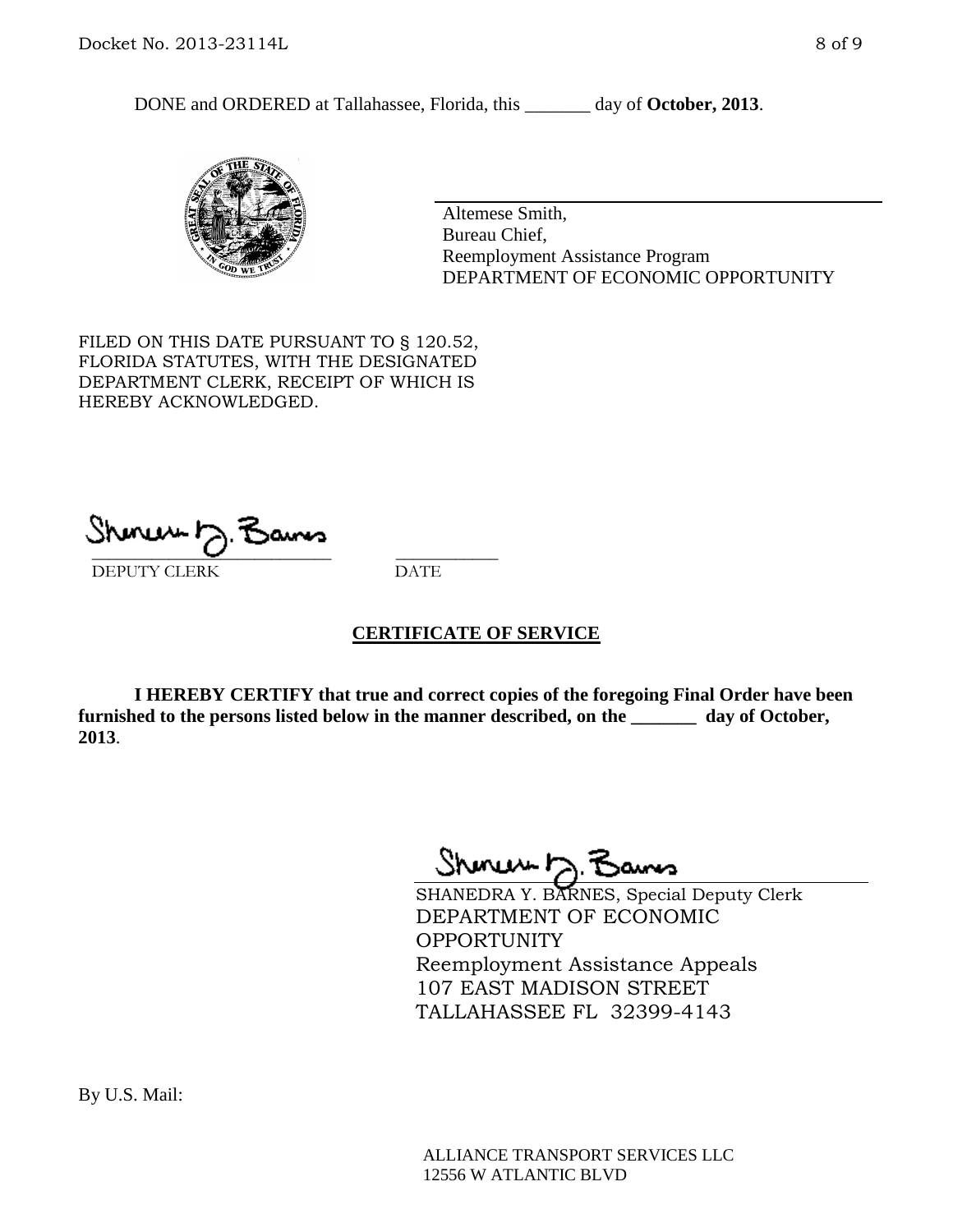DONE and ORDERED at Tallahassee, Florida, this _______ day of **October, 2013**.

Altemese Smith,
Bureau Chief,
Reemployment Assistance Program
DEPARTMENT OF ECONOMIC OPPORTUNITY

FILED ON THIS DATE PURSUANT TO § 120.52, FLORIDA STATUTES, WITH THE DESIGNATED DEPARTMENT CLERK, RECEIPT OF WHICH IS HEREBY ACKNOWLEDGED.

___________________________ ___________
DEPUTY CLERK DATE

## CERTIFICATE OF SERVICE

**I HEREBY CERTIFY that true and correct copies of the foregoing Final Order have been furnished to the persons listed below in the manner described, on the _______ day of October, 2013**.

SHANEDRA Y. BARNES, Special Deputy Clerk
DEPARTMENT OF ECONOMIC OPPORTUNITY
Reemployment Assistance Appeals
107 EAST MADISON STREET
TALLAHASSEE FL 32399-4143

By U.S. Mail:

ALLIANCE TRANSPORT SERVICES LLC
12556 W ATLANTIC BLVD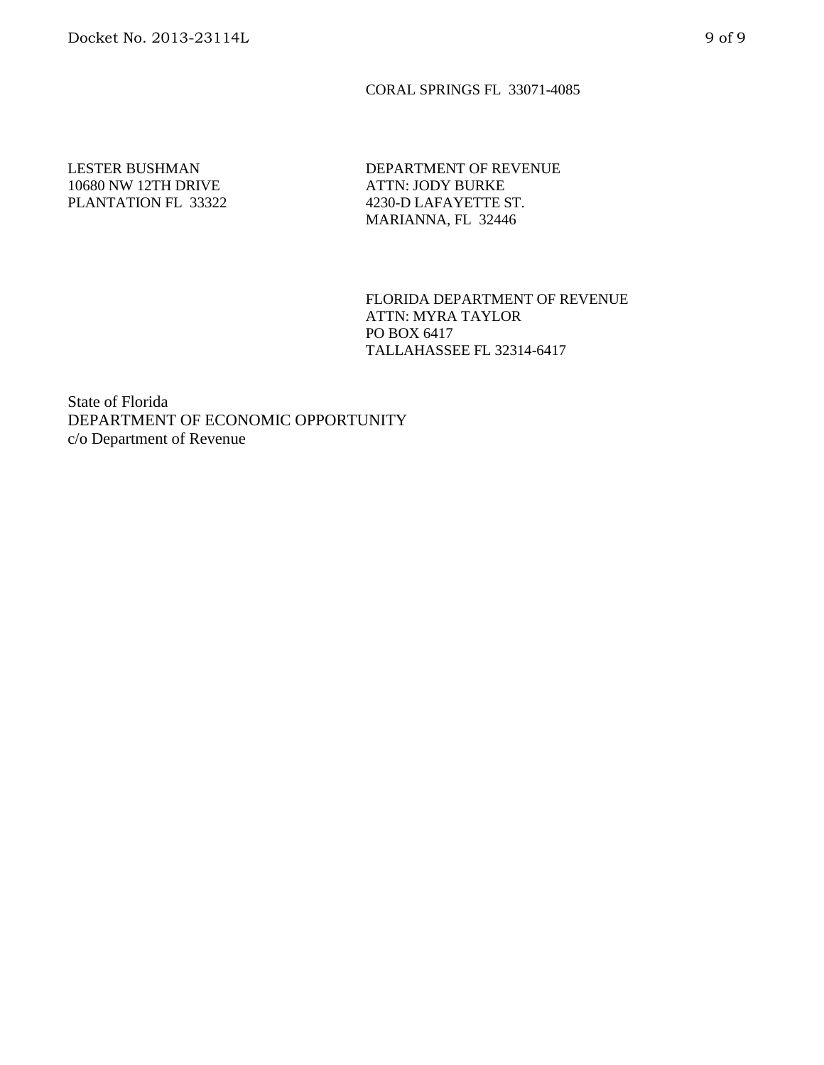CORAL SPRINGS FL 33071-4085

LESTER BUSHMAN
10680 NW 12TH DRIVE
PLANTATION FL 33322

DEPARTMENT OF REVENUE
ATTN: JODY BURKE
4230-D LAFAYETTE ST.
MARIANNA, FL 32446

FLORIDA DEPARTMENT OF REVENUE
ATTN: MYRA TAYLOR
PO BOX 6417
TALLAHASSEE FL 32314-6417

State of Florida
DEPARTMENT OF ECONOMIC OPPORTUNITY
c/o Department of Revenue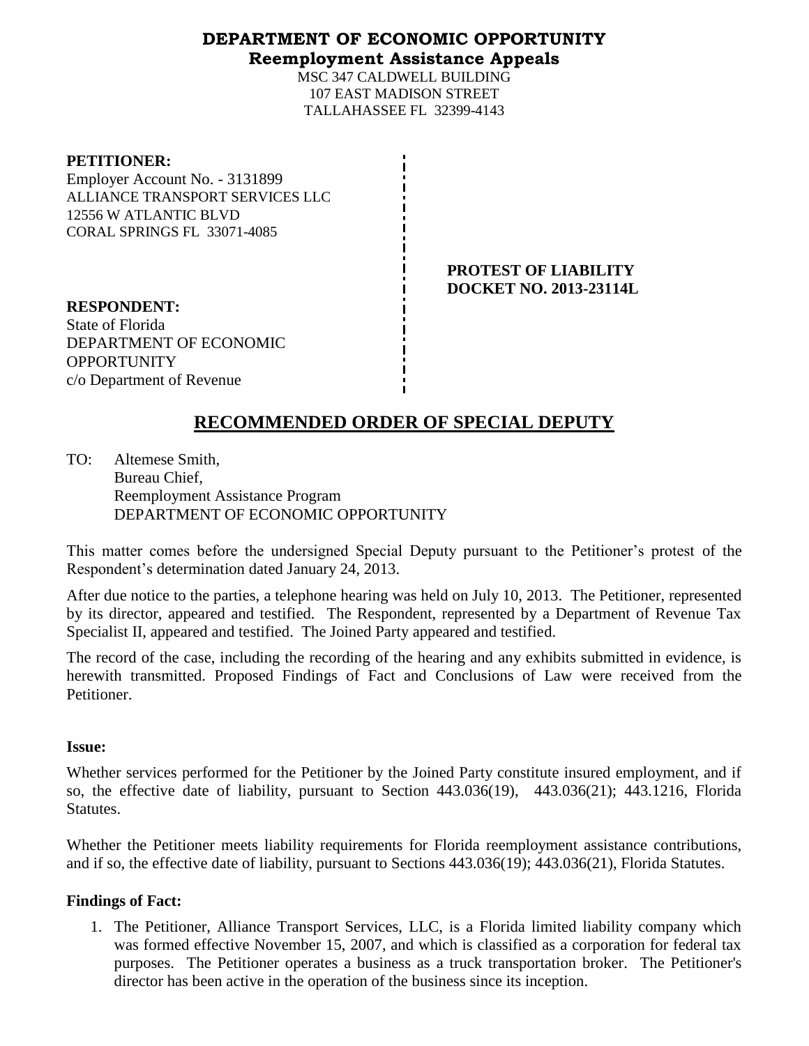**DEPARTMENT OF ECONOMIC OPPORTUNITY**
**Reemployment Assistance Appeals**
MSC 347 CALDWELL BUILDING
107 EAST MADISON STREET
TALLAHASSEE FL 32399-4143

**PETITIONER:**
Employer Account No. - 3131899
ALLIANCE TRANSPORT SERVICES LLC
12556 W ATLANTIC BLVD
CORAL SPRINGS FL 33071-4085

**PROTEST OF LIABILITY**
**DOCKET NO. 2013-23114L**

**RESPONDENT:**
State of Florida
DEPARTMENT OF ECONOMIC OPPORTUNITY
c/o Department of Revenue

# RECOMMENDED ORDER OF SPECIAL DEPUTY

TO: Altemese Smith,
Bureau Chief,
Reemployment Assistance Program
DEPARTMENT OF ECONOMIC OPPORTUNITY

This matter comes before the undersigned Special Deputy pursuant to the Petitioner's protest of the Respondent's determination dated January 24, 2013.

After due notice to the parties, a telephone hearing was held on July 10, 2013. The Petitioner, represented by its director, appeared and testified. The Respondent, represented by a Department of Revenue Tax Specialist II, appeared and testified. The Joined Party appeared and testified.

The record of the case, including the recording of the hearing and any exhibits submitted in evidence, is herewith transmitted. Proposed Findings of Fact and Conclusions of Law were received from the Petitioner.

**Issue:**

Whether services performed for the Petitioner by the Joined Party constitute insured employment, and if so, the effective date of liability, pursuant to Section 443.036(19), 443.036(21); 443.1216, Florida Statutes.

Whether the Petitioner meets liability requirements for Florida reemployment assistance contributions, and if so, the effective date of liability, pursuant to Sections 443.036(19); 443.036(21), Florida Statutes.

**Findings of Fact:**

1. The Petitioner, Alliance Transport Services, LLC, is a Florida limited liability company which was formed effective November 15, 2007, and which is classified as a corporation for federal tax purposes. The Petitioner operates a business as a truck transportation broker. The Petitioner's director has been active in the operation of the business since its inception.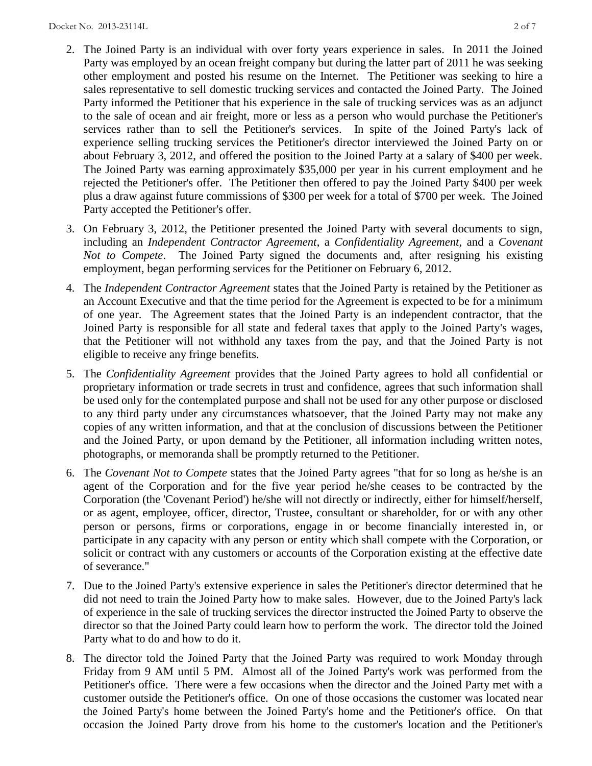2. The Joined Party is an individual with over forty years experience in sales. In 2011 the Joined Party was employed by an ocean freight company but during the latter part of 2011 he was seeking other employment and posted his resume on the Internet. The Petitioner was seeking to hire a sales representative to sell domestic trucking services and contacted the Joined Party. The Joined Party informed the Petitioner that his experience in the sale of trucking services was as an adjunct to the sale of ocean and air freight, more or less as a person who would purchase the Petitioner's services rather than to sell the Petitioner's services. In spite of the Joined Party's lack of experience selling trucking services the Petitioner's director interviewed the Joined Party on or about February 3, 2012, and offered the position to the Joined Party at a salary of $400 per week. The Joined Party was earning approximately $35,000 per year in his current employment and he rejected the Petitioner's offer. The Petitioner then offered to pay the Joined Party $400 per week plus a draw against future commissions of $300 per week for a total of $700 per week. The Joined Party accepted the Petitioner's offer.

3. On February 3, 2012, the Petitioner presented the Joined Party with several documents to sign, including an *Independent Contractor Agreement*, a *Confidentiality Agreement*, and a *Covenant Not to Compete*. The Joined Party signed the documents and, after resigning his existing employment, began performing services for the Petitioner on February 6, 2012.

4. The *Independent Contractor Agreement* states that the Joined Party is retained by the Petitioner as an Account Executive and that the time period for the Agreement is expected to be for a minimum of one year. The Agreement states that the Joined Party is an independent contractor, that the Joined Party is responsible for all state and federal taxes that apply to the Joined Party's wages, that the Petitioner will not withhold any taxes from the pay, and that the Joined Party is not eligible to receive any fringe benefits.

5. The *Confidentiality Agreement* provides that the Joined Party agrees to hold all confidential or proprietary information or trade secrets in trust and confidence, agrees that such information shall be used only for the contemplated purpose and shall not be used for any other purpose or disclosed to any third party under any circumstances whatsoever, that the Joined Party may not make any copies of any written information, and that at the conclusion of discussions between the Petitioner and the Joined Party, or upon demand by the Petitioner, all information including written notes, photographs, or memoranda shall be promptly returned to the Petitioner.

6. The *Covenant Not to Compete* states that the Joined Party agrees "that for so long as he/she is an agent of the Corporation and for the five year period he/she ceases to be contracted by the Corporation (the 'Covenant Period') he/she will not directly or indirectly, either for himself/herself, or as agent, employee, officer, director, Trustee, consultant or shareholder, for or with any other person or persons, firms or corporations, engage in or become financially interested in, or participate in any capacity with any person or entity which shall compete with the Corporation, or solicit or contract with any customers or accounts of the Corporation existing at the effective date of severance."

7. Due to the Joined Party's extensive experience in sales the Petitioner's director determined that he did not need to train the Joined Party how to make sales. However, due to the Joined Party's lack of experience in the sale of trucking services the director instructed the Joined Party to observe the director so that the Joined Party could learn how to perform the work. The director told the Joined Party what to do and how to do it.

8. The director told the Joined Party that the Joined Party was required to work Monday through Friday from 9 AM until 5 PM. Almost all of the Joined Party's work was performed from the Petitioner's office. There were a few occasions when the director and the Joined Party met with a customer outside the Petitioner's office. On one of those occasions the customer was located near the Joined Party's home between the Joined Party's home and the Petitioner's office. On that occasion the Joined Party drove from his home to the customer's location and the Petitioner's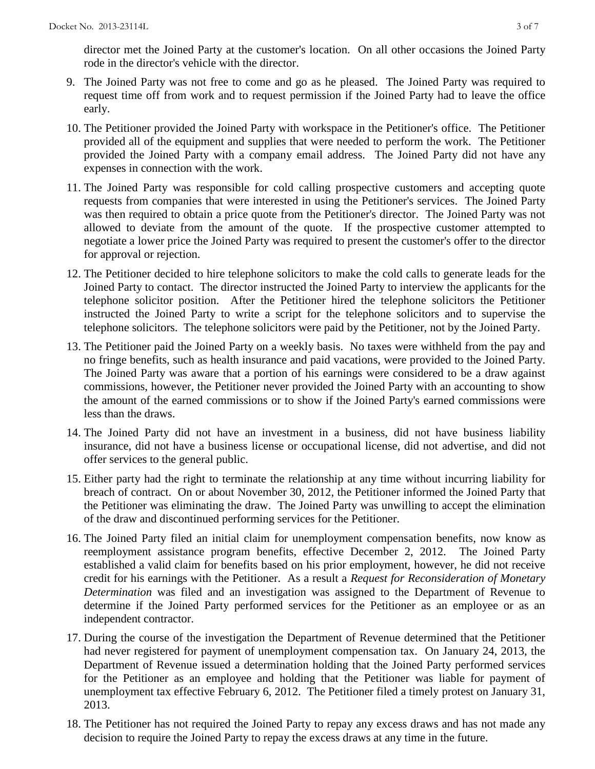director met the Joined Party at the customer's location. On all other occasions the Joined Party rode in the director's vehicle with the director.

9. The Joined Party was not free to come and go as he pleased. The Joined Party was required to request time off from work and to request permission if the Joined Party had to leave the office early.

10. The Petitioner provided the Joined Party with workspace in the Petitioner's office. The Petitioner provided all of the equipment and supplies that were needed to perform the work. The Petitioner provided the Joined Party with a company email address. The Joined Party did not have any expenses in connection with the work.

11. The Joined Party was responsible for cold calling prospective customers and accepting quote requests from companies that were interested in using the Petitioner's services. The Joined Party was then required to obtain a price quote from the Petitioner's director. The Joined Party was not allowed to deviate from the amount of the quote. If the prospective customer attempted to negotiate a lower price the Joined Party was required to present the customer's offer to the director for approval or rejection.

12. The Petitioner decided to hire telephone solicitors to make the cold calls to generate leads for the Joined Party to contact. The director instructed the Joined Party to interview the applicants for the telephone solicitor position. After the Petitioner hired the telephone solicitors the Petitioner instructed the Joined Party to write a script for the telephone solicitors and to supervise the telephone solicitors. The telephone solicitors were paid by the Petitioner, not by the Joined Party.

13. The Petitioner paid the Joined Party on a weekly basis. No taxes were withheld from the pay and no fringe benefits, such as health insurance and paid vacations, were provided to the Joined Party. The Joined Party was aware that a portion of his earnings were considered to be a draw against commissions, however, the Petitioner never provided the Joined Party with an accounting to show the amount of the earned commissions or to show if the Joined Party's earned commissions were less than the draws.

14. The Joined Party did not have an investment in a business, did not have business liability insurance, did not have a business license or occupational license, did not advertise, and did not offer services to the general public.

15. Either party had the right to terminate the relationship at any time without incurring liability for breach of contract. On or about November 30, 2012, the Petitioner informed the Joined Party that the Petitioner was eliminating the draw. The Joined Party was unwilling to accept the elimination of the draw and discontinued performing services for the Petitioner.

16. The Joined Party filed an initial claim for unemployment compensation benefits, now know as reemployment assistance program benefits, effective December 2, 2012. The Joined Party established a valid claim for benefits based on his prior employment, however, he did not receive credit for his earnings with the Petitioner. As a result a *Request for Reconsideration of Monetary Determination* was filed and an investigation was assigned to the Department of Revenue to determine if the Joined Party performed services for the Petitioner as an employee or as an independent contractor.

17. During the course of the investigation the Department of Revenue determined that the Petitioner had never registered for payment of unemployment compensation tax. On January 24, 2013, the Department of Revenue issued a determination holding that the Joined Party performed services for the Petitioner as an employee and holding that the Petitioner was liable for payment of unemployment tax effective February 6, 2012. The Petitioner filed a timely protest on January 31, 2013.

18. The Petitioner has not required the Joined Party to repay any excess draws and has not made any decision to require the Joined Party to repay the excess draws at any time in the future.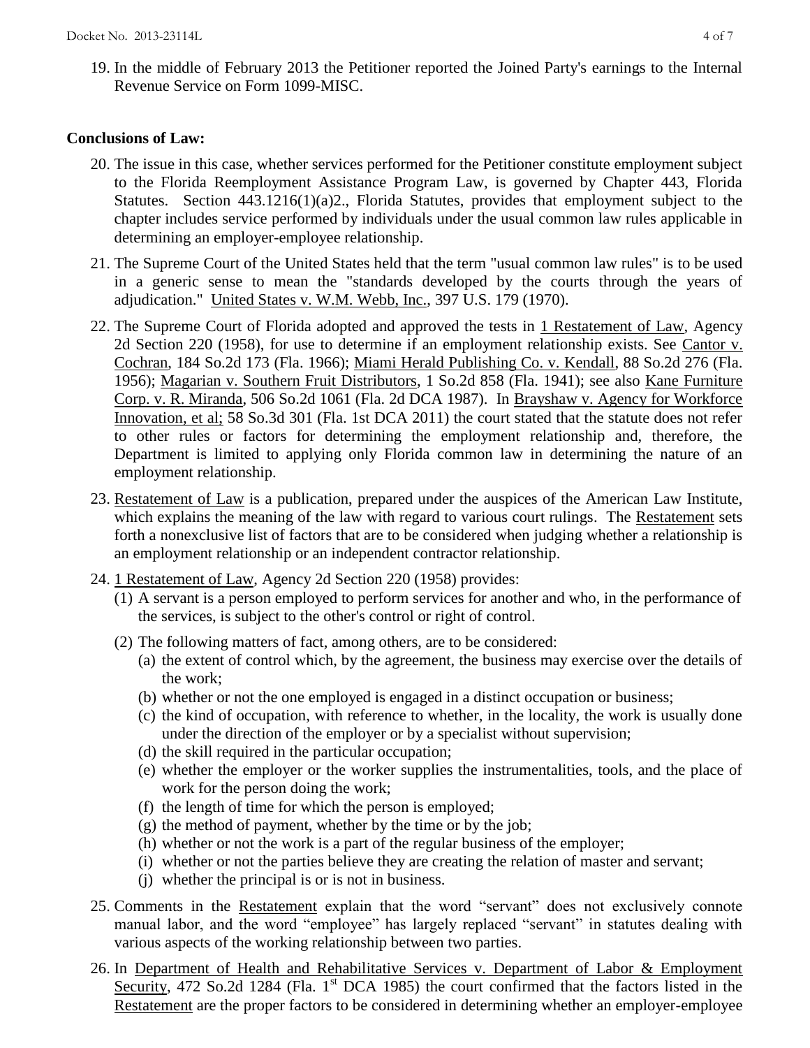19. In the middle of February 2013 the Petitioner reported the Joined Party's earnings to the Internal Revenue Service on Form 1099-MISC.

**Conclusions of Law:**

20. The issue in this case, whether services performed for the Petitioner constitute employment subject to the Florida Reemployment Assistance Program Law, is governed by Chapter 443, Florida Statutes. Section 443.1216(1)(a)2., Florida Statutes, provides that employment subject to the chapter includes service performed by individuals under the usual common law rules applicable in determining an employer-employee relationship.

21. The Supreme Court of the United States held that the term "usual common law rules" is to be used in a generic sense to mean the "standards developed by the courts through the years of adjudication." United States v. W.M. Webb, Inc., 397 U.S. 179 (1970).

22. The Supreme Court of Florida adopted and approved the tests in 1 Restatement of Law, Agency 2d Section 220 (1958), for use to determine if an employment relationship exists. See Cantor v. Cochran, 184 So.2d 173 (Fla. 1966); Miami Herald Publishing Co. v. Kendall, 88 So.2d 276 (Fla. 1956); Magarian v. Southern Fruit Distributors, 1 So.2d 858 (Fla. 1941); see also Kane Furniture Corp. v. R. Miranda, 506 So.2d 1061 (Fla. 2d DCA 1987). In Brayshaw v. Agency for Workforce Innovation, et al; 58 So.3d 301 (Fla. 1st DCA 2011) the court stated that the statute does not refer to other rules or factors for determining the employment relationship and, therefore, the Department is limited to applying only Florida common law in determining the nature of an employment relationship.

23. Restatement of Law is a publication, prepared under the auspices of the American Law Institute, which explains the meaning of the law with regard to various court rulings. The Restatement sets forth a nonexclusive list of factors that are to be considered when judging whether a relationship is an employment relationship or an independent contractor relationship.

24. 1 Restatement of Law, Agency 2d Section 220 (1958) provides:
    (1) A servant is a person employed to perform services for another and who, in the performance of the services, is subject to the other's control or right of control.
    (2) The following matters of fact, among others, are to be considered:
        (a) the extent of control which, by the agreement, the business may exercise over the details of the work;
        (b) whether or not the one employed is engaged in a distinct occupation or business;
        (c) the kind of occupation, with reference to whether, in the locality, the work is usually done under the direction of the employer or by a specialist without supervision;
        (d) the skill required in the particular occupation;
        (e) whether the employer or the worker supplies the instrumentalities, tools, and the place of work for the person doing the work;
        (f) the length of time for which the person is employed;
        (g) the method of payment, whether by the time or by the job;
        (h) whether or not the work is a part of the regular business of the employer;
        (i) whether or not the parties believe they are creating the relation of master and servant;
        (j) whether the principal is or is not in business.

25. Comments in the Restatement explain that the word "servant" does not exclusively connote manual labor, and the word "employee" has largely replaced "servant" in statutes dealing with various aspects of the working relationship between two parties.

26. In Department of Health and Rehabilitative Services v. Department of Labor & Employment Security, 472 So.2d 1284 (Fla. 1st DCA 1985) the court confirmed that the factors listed in the Restatement are the proper factors to be considered in determining whether an employer-employee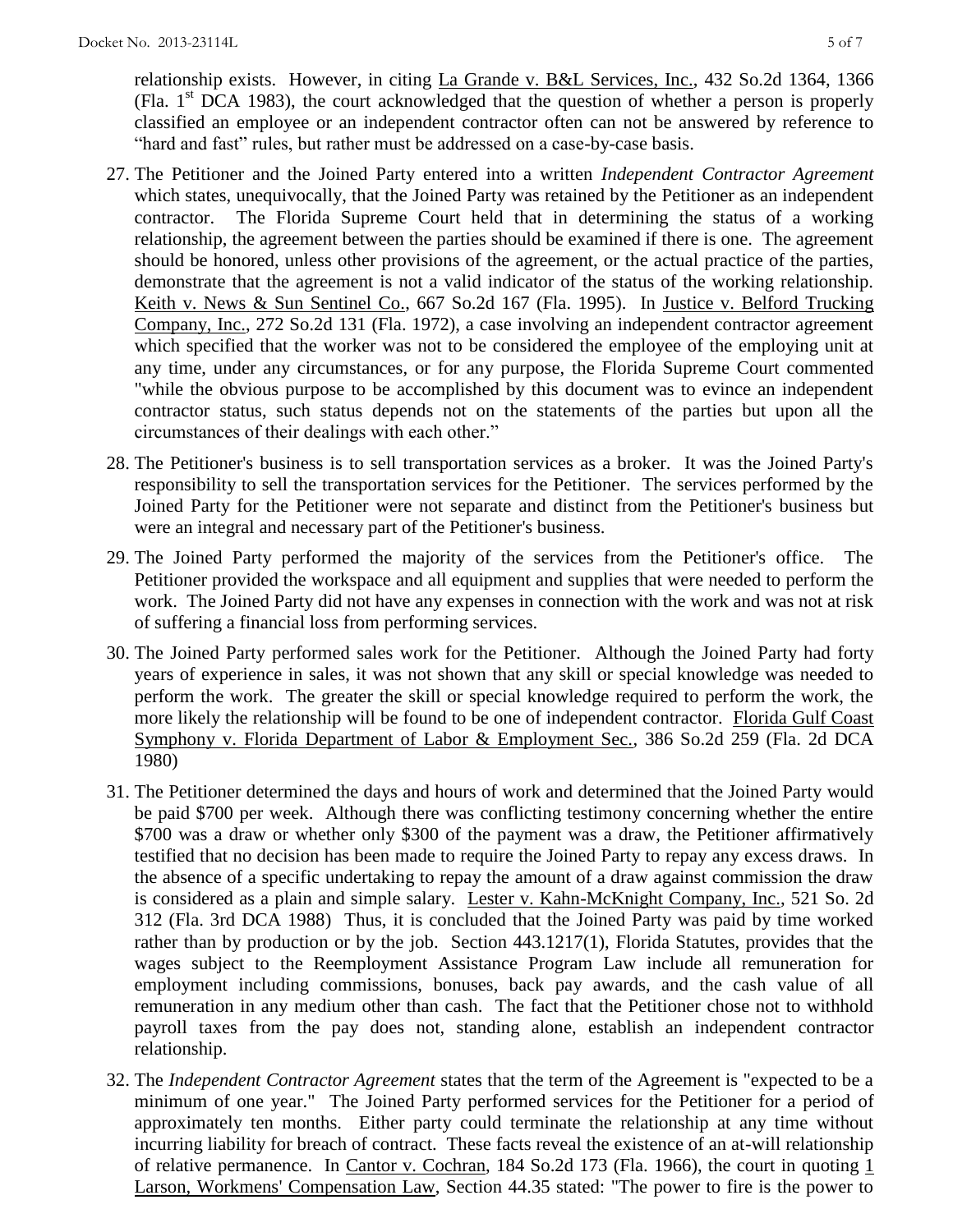relationship exists. However, in citing La Grande v. B&L Services, Inc., 432 So.2d 1364, 1366 (Fla. 1st DCA 1983), the court acknowledged that the question of whether a person is properly classified an employee or an independent contractor often can not be answered by reference to "hard and fast" rules, but rather must be addressed on a case-by-case basis.

27. The Petitioner and the Joined Party entered into a written *Independent Contractor Agreement* which states, unequivocally, that the Joined Party was retained by the Petitioner as an independent contractor. The Florida Supreme Court held that in determining the status of a working relationship, the agreement between the parties should be examined if there is one. The agreement should be honored, unless other provisions of the agreement, or the actual practice of the parties, demonstrate that the agreement is not a valid indicator of the status of the working relationship. Keith v. News & Sun Sentinel Co., 667 So.2d 167 (Fla. 1995). In Justice v. Belford Trucking Company, Inc., 272 So.2d 131 (Fla. 1972), a case involving an independent contractor agreement which specified that the worker was not to be considered the employee of the employing unit at any time, under any circumstances, or for any purpose, the Florida Supreme Court commented "while the obvious purpose to be accomplished by this document was to evince an independent contractor status, such status depends not on the statements of the parties but upon all the circumstances of their dealings with each other."

28. The Petitioner's business is to sell transportation services as a broker. It was the Joined Party's responsibility to sell the transportation services for the Petitioner. The services performed by the Joined Party for the Petitioner were not separate and distinct from the Petitioner's business but were an integral and necessary part of the Petitioner's business.

29. The Joined Party performed the majority of the services from the Petitioner's office. The Petitioner provided the workspace and all equipment and supplies that were needed to perform the work. The Joined Party did not have any expenses in connection with the work and was not at risk of suffering a financial loss from performing services.

30. The Joined Party performed sales work for the Petitioner. Although the Joined Party had forty years of experience in sales, it was not shown that any skill or special knowledge was needed to perform the work. The greater the skill or special knowledge required to perform the work, the more likely the relationship will be found to be one of independent contractor. Florida Gulf Coast Symphony v. Florida Department of Labor & Employment Sec., 386 So.2d 259 (Fla. 2d DCA 1980)

31. The Petitioner determined the days and hours of work and determined that the Joined Party would be paid $700 per week. Although there was conflicting testimony concerning whether the entire $700 was a draw or whether only $300 of the payment was a draw, the Petitioner affirmatively testified that no decision has been made to require the Joined Party to repay any excess draws. In the absence of a specific undertaking to repay the amount of a draw against commission the draw is considered as a plain and simple salary. Lester v. Kahn-McKnight Company, Inc., 521 So. 2d 312 (Fla. 3rd DCA 1988) Thus, it is concluded that the Joined Party was paid by time worked rather than by production or by the job. Section 443.1217(1), Florida Statutes, provides that the wages subject to the Reemployment Assistance Program Law include all remuneration for employment including commissions, bonuses, back pay awards, and the cash value of all remuneration in any medium other than cash. The fact that the Petitioner chose not to withhold payroll taxes from the pay does not, standing alone, establish an independent contractor relationship.

32. The *Independent Contractor Agreement* states that the term of the Agreement is "expected to be a minimum of one year." The Joined Party performed services for the Petitioner for a period of approximately ten months. Either party could terminate the relationship at any time without incurring liability for breach of contract. These facts reveal the existence of an at-will relationship of relative permanence. In Cantor v. Cochran, 184 So.2d 173 (Fla. 1966), the court in quoting 1 Larson, Workmens' Compensation Law, Section 44.35 stated: "The power to fire is the power to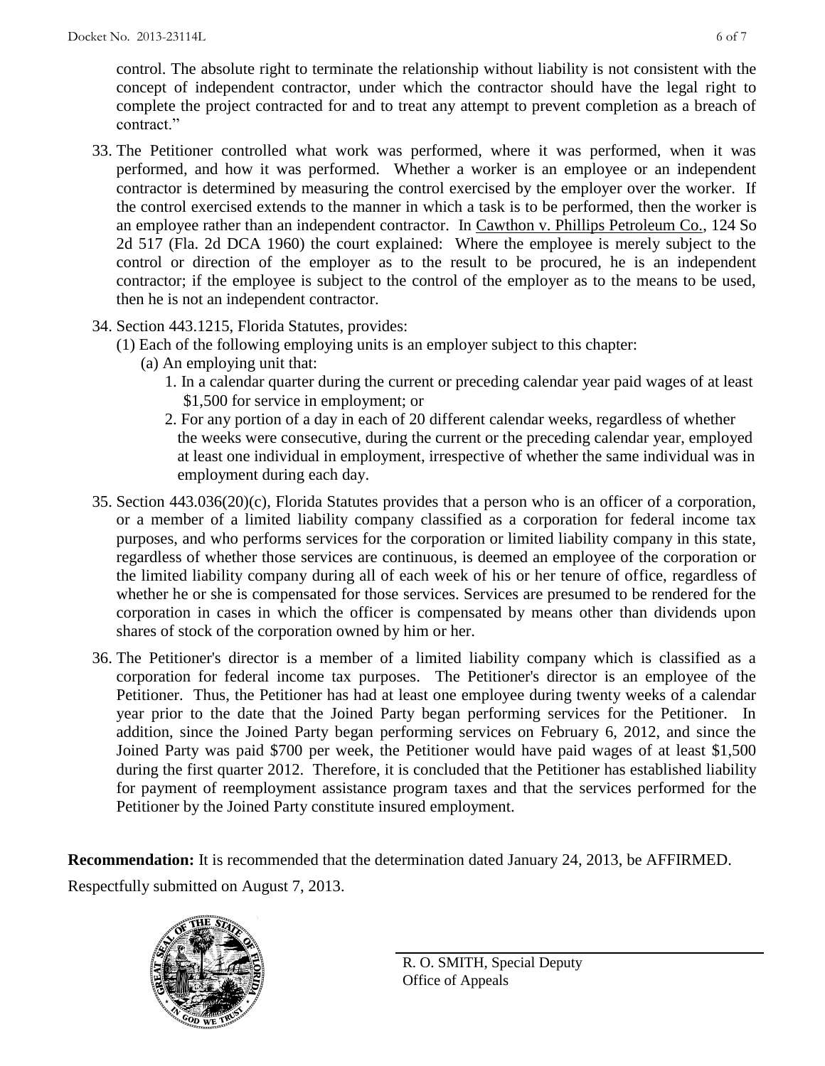control. The absolute right to terminate the relationship without liability is not consistent with the concept of independent contractor, under which the contractor should have the legal right to complete the project contracted for and to treat any attempt to prevent completion as a breach of contract."

33. The Petitioner controlled what work was performed, where it was performed, when it was performed, and how it was performed. Whether a worker is an employee or an independent contractor is determined by measuring the control exercised by the employer over the worker. If the control exercised extends to the manner in which a task is to be performed, then the worker is an employee rather than an independent contractor. In Cawthon v. Phillips Petroleum Co., 124 So 2d 517 (Fla. 2d DCA 1960) the court explained: Where the employee is merely subject to the control or direction of the employer as to the result to be procured, he is an independent contractor; if the employee is subject to the control of the employer as to the means to be used, then he is not an independent contractor.

34. Section 443.1215, Florida Statutes, provides:
    (1) Each of the following employing units is an employer subject to this chapter:
        (a) An employing unit that:
            1. In a calendar quarter during the current or preceding calendar year paid wages of at least $1,500 for service in employment; or
            2. For any portion of a day in each of 20 different calendar weeks, regardless of whether the weeks were consecutive, during the current or the preceding calendar year, employed at least one individual in employment, irrespective of whether the same individual was in employment during each day.

35. Section 443.036(20)(c), Florida Statutes provides that a person who is an officer of a corporation, or a member of a limited liability company classified as a corporation for federal income tax purposes, and who performs services for the corporation or limited liability company in this state, regardless of whether those services are continuous, is deemed an employee of the corporation or the limited liability company during all of each week of his or her tenure of office, regardless of whether he or she is compensated for those services. Services are presumed to be rendered for the corporation in cases in which the officer is compensated by means other than dividends upon shares of stock of the corporation owned by him or her.

36. The Petitioner's director is a member of a limited liability company which is classified as a corporation for federal income tax purposes. The Petitioner's director is an employee of the Petitioner. Thus, the Petitioner has had at least one employee during twenty weeks of a calendar year prior to the date that the Joined Party began performing services for the Petitioner. In addition, since the Joined Party began performing services on February 6, 2012, and since the Joined Party was paid $700 per week, the Petitioner would have paid wages of at least $1,500 during the first quarter 2012. Therefore, it is concluded that the Petitioner has established liability for payment of reemployment assistance program taxes and that the services performed for the Petitioner by the Joined Party constitute insured employment.

**Recommendation:** It is recommended that the determination dated January 24, 2013, be AFFIRMED.

Respectfully submitted on August 7, 2013.

R. O. SMITH, Special Deputy
Office of Appeals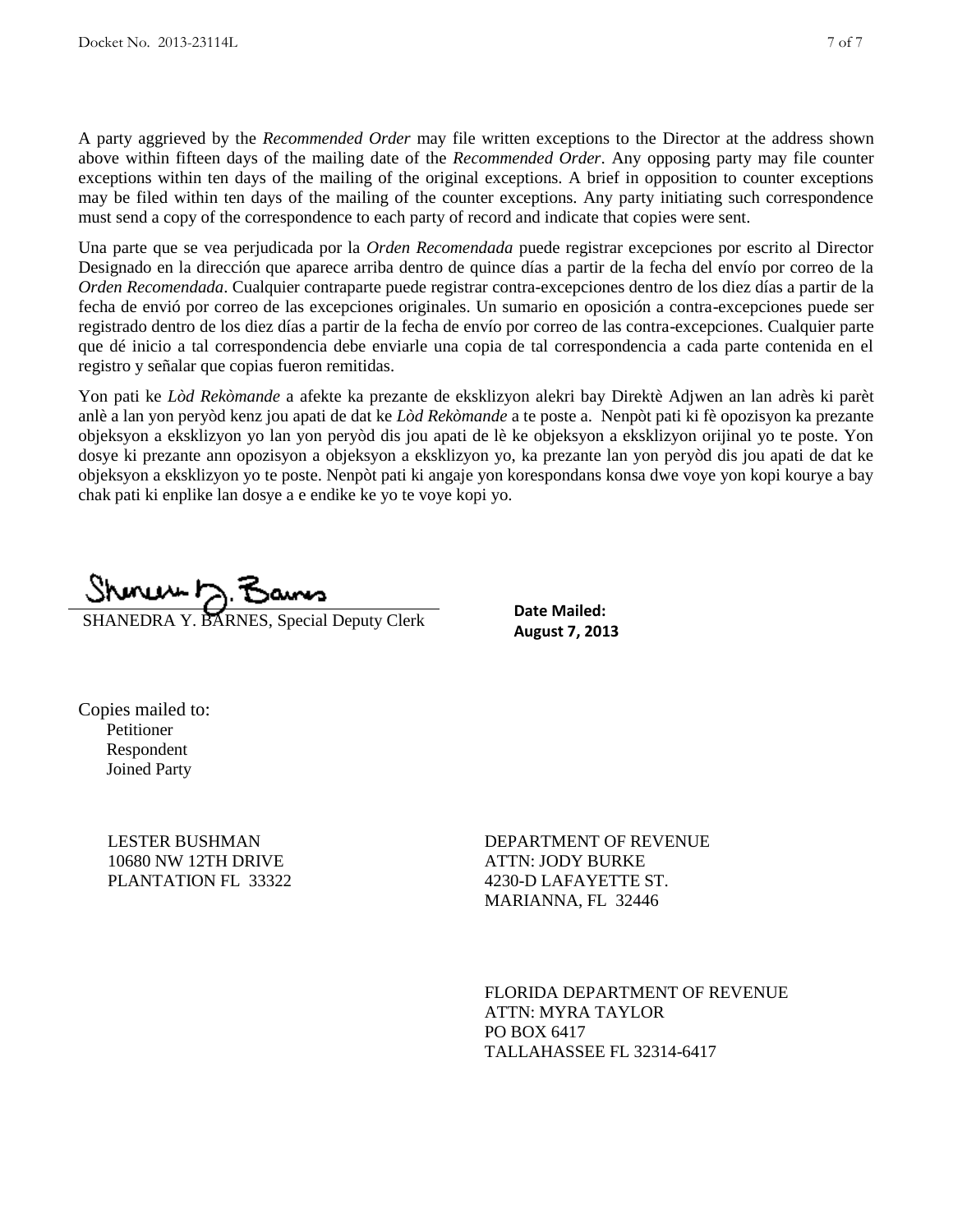A party aggrieved by the *Recommended Order* may file written exceptions to the Director at the address shown above within fifteen days of the mailing date of the *Recommended Order*. Any opposing party may file counter exceptions within ten days of the mailing of the original exceptions. A brief in opposition to counter exceptions may be filed within ten days of the mailing of the counter exceptions. Any party initiating such correspondence must send a copy of the correspondence to each party of record and indicate that copies were sent.

Una parte que se vea perjudicada por la *Orden Recomendada* puede registrar excepciones por escrito al Director Designado en la dirección que aparece arriba dentro de quince días a partir de la fecha del envío por correo de la *Orden Recomendada*. Cualquier contraparte puede registrar contra-excepciones dentro de los diez días a partir de la fecha de envió por correo de las excepciones originales. Un sumario en oposición a contra-excepciones puede ser registrado dentro de los diez días a partir de la fecha de envío por correo de las contra-excepciones. Cualquier parte que dé inicio a tal correspondencia debe enviarle una copia de tal correspondencia a cada parte contenida en el registro y señalar que copias fueron remitidas.

Yon pati ke *Lòd Rekòmande* a afekte ka prezante de eksklizyon alekri bay Direktè Adjwen an lan adrès ki parèt anlè a lan yon peryòd kenz jou apati de dat ke *Lòd Rekòmande* a te poste a. Nenpòt pati ki fè opozisyon ka prezante objeksyon a eksklizyon yo lan yon peryòd dis jou apati de lè ke objeksyon a eksklizyon orijinal yo te poste. Yon dosye ki prezante ann opozisyon a objeksyon a eksklizyon yo, ka prezante lan yon peryòd dis jou apati de dat ke objeksyon a eksklizyon yo te poste. Nenpòt pati ki angaje yon korespondans konsa dwe voye yon kopi kourye a bay chak pati ki enplike lan dosye a e endike ke yo te voye kopi yo.

SHANEDRA Y. BARNES, Special Deputy Clerk

**Date Mailed:**
**August 7, 2013**

Copies mailed to:
Petitioner
Respondent
Joined Party

LESTER BUSHMAN
10680 NW 12TH DRIVE
PLANTATION FL 33322

DEPARTMENT OF REVENUE
ATTN: JODY BURKE
4230-D LAFAYETTE ST.
MARIANNA, FL 32446

FLORIDA DEPARTMENT OF REVENUE
ATTN: MYRA TAYLOR
PO BOX 6417
TALLAHASSEE FL 32314-6417